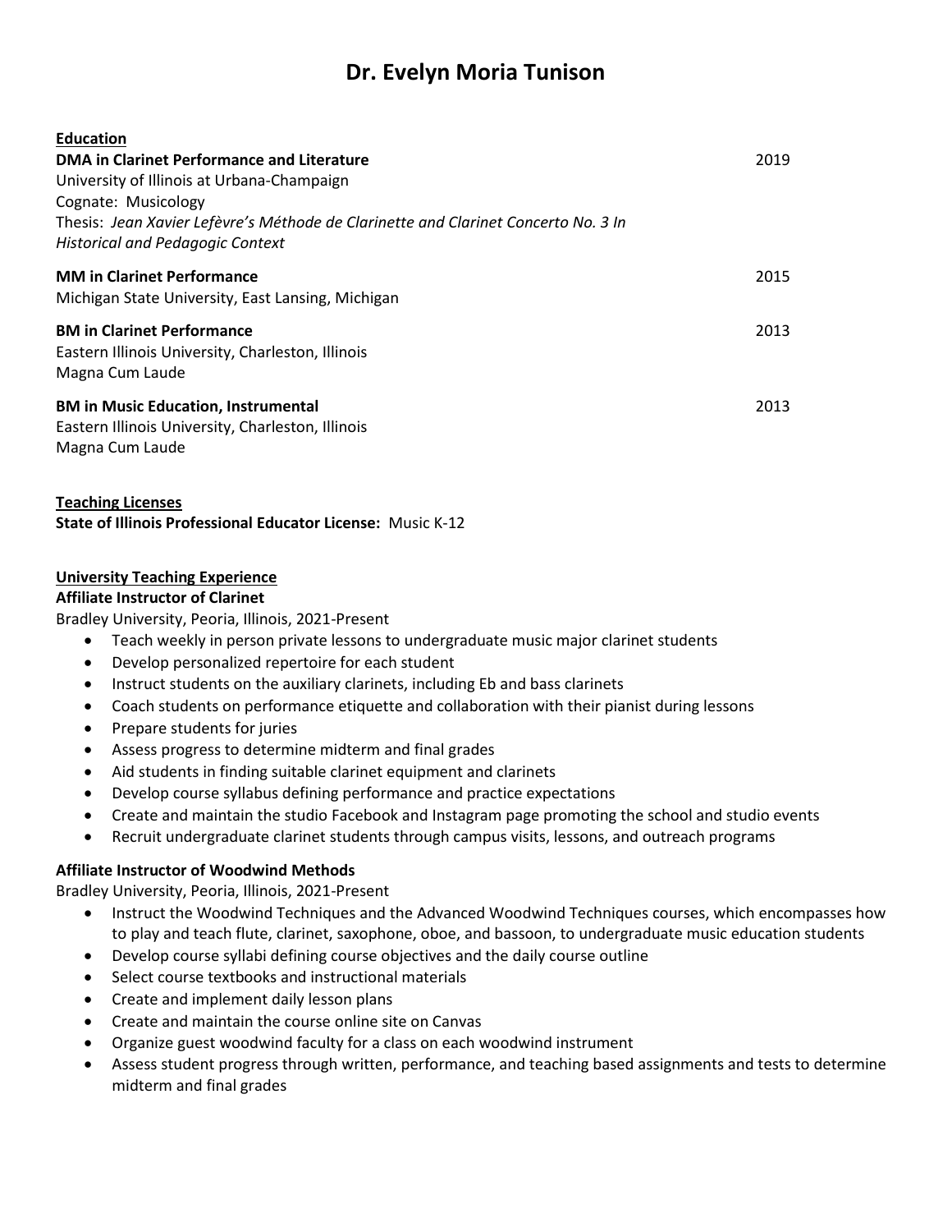# Dr. Evelyn Moria Tunison

## Education

**DMA in Clarinet Performance and Literature** 2019
University of Illinois at Urbana-Champaign
Cognate: Musicology
Thesis: *Jean Xavier Lefèvre's Méthode de Clarinette and Clarinet Concerto No. 3 In Historical and Pedagogic Context*

**MM in Clarinet Performance** 2015
Michigan State University, East Lansing, Michigan

**BM in Clarinet Performance** 2013
Eastern Illinois University, Charleston, Illinois
Magna Cum Laude

**BM in Music Education, Instrumental** 2013
Eastern Illinois University, Charleston, Illinois
Magna Cum Laude

## Teaching Licenses

**State of Illinois Professional Educator License:** Music K-12

## University Teaching Experience

**Affiliate Instructor of Clarinet**
Bradley University, Peoria, Illinois, 2021-Present

- Teach weekly in person private lessons to undergraduate music major clarinet students
- Develop personalized repertoire for each student
- Instruct students on the auxiliary clarinets, including Eb and bass clarinets
- Coach students on performance etiquette and collaboration with their pianist during lessons
- Prepare students for juries
- Assess progress to determine midterm and final grades
- Aid students in finding suitable clarinet equipment and clarinets
- Develop course syllabus defining performance and practice expectations
- Create and maintain the studio Facebook and Instagram page promoting the school and studio events
- Recruit undergraduate clarinet students through campus visits, lessons, and outreach programs

**Affiliate Instructor of Woodwind Methods**
Bradley University, Peoria, Illinois, 2021-Present

- Instruct the Woodwind Techniques and the Advanced Woodwind Techniques courses, which encompasses how to play and teach flute, clarinet, saxophone, oboe, and bassoon, to undergraduate music education students
- Develop course syllabi defining course objectives and the daily course outline
- Select course textbooks and instructional materials
- Create and implement daily lesson plans
- Create and maintain the course online site on Canvas
- Organize guest woodwind faculty for a class on each woodwind instrument
- Assess student progress through written, performance, and teaching based assignments and tests to determine midterm and final grades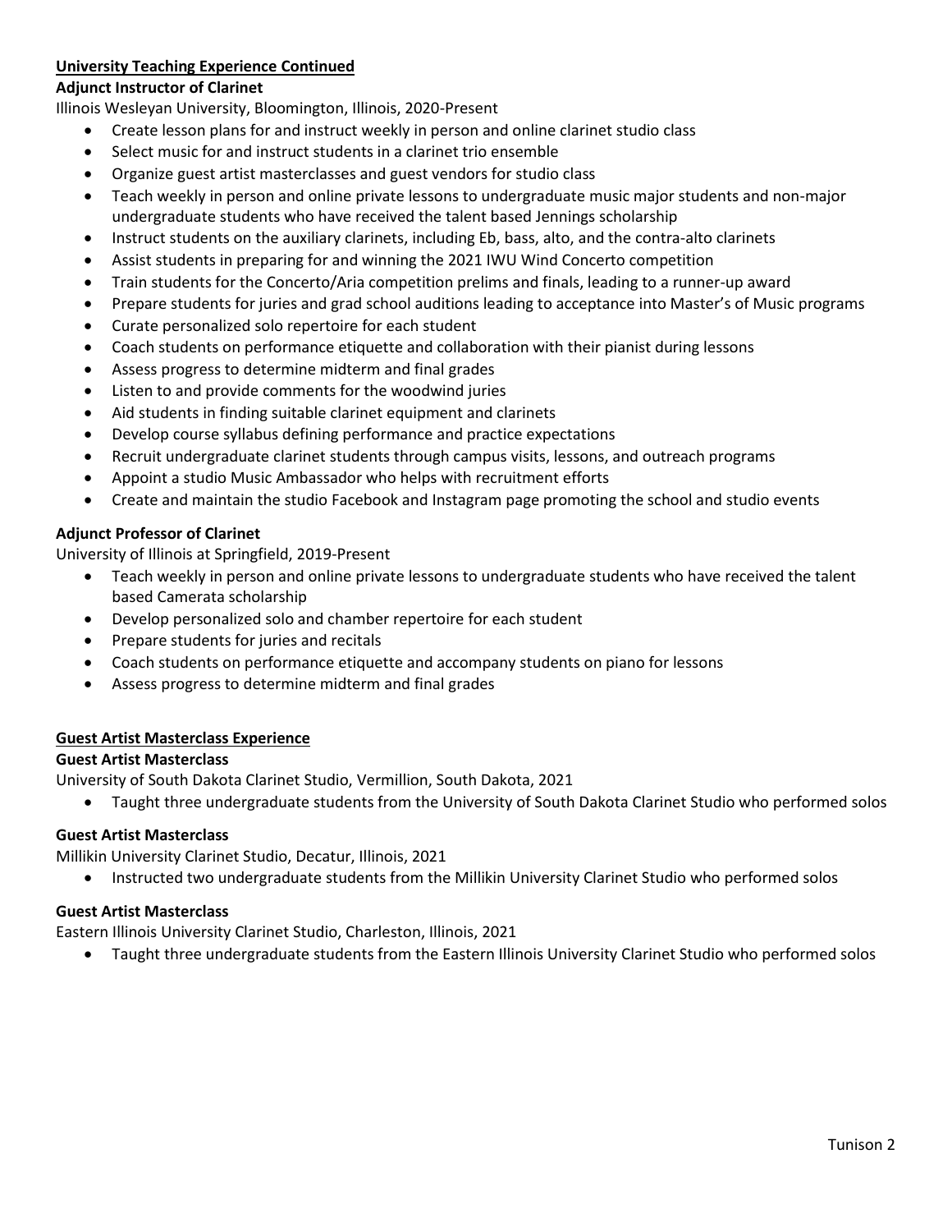## University Teaching Experience Continued

**Adjunct Instructor of Clarinet**

Illinois Wesleyan University, Bloomington, Illinois, 2020-Present

- Create lesson plans for and instruct weekly in person and online clarinet studio class
- Select music for and instruct students in a clarinet trio ensemble
- Organize guest artist masterclasses and guest vendors for studio class
- Teach weekly in person and online private lessons to undergraduate music major students and non-major undergraduate students who have received the talent based Jennings scholarship
- Instruct students on the auxiliary clarinets, including Eb, bass, alto, and the contra-alto clarinets
- Assist students in preparing for and winning the 2021 IWU Wind Concerto competition
- Train students for the Concerto/Aria competition prelims and finals, leading to a runner-up award
- Prepare students for juries and grad school auditions leading to acceptance into Master's of Music programs
- Curate personalized solo repertoire for each student
- Coach students on performance etiquette and collaboration with their pianist during lessons
- Assess progress to determine midterm and final grades
- Listen to and provide comments for the woodwind juries
- Aid students in finding suitable clarinet equipment and clarinets
- Develop course syllabus defining performance and practice expectations
- Recruit undergraduate clarinet students through campus visits, lessons, and outreach programs
- Appoint a studio Music Ambassador who helps with recruitment efforts
- Create and maintain the studio Facebook and Instagram page promoting the school and studio events

**Adjunct Professor of Clarinet**

University of Illinois at Springfield, 2019-Present

- Teach weekly in person and online private lessons to undergraduate students who have received the talent based Camerata scholarship
- Develop personalized solo and chamber repertoire for each student
- Prepare students for juries and recitals
- Coach students on performance etiquette and accompany students on piano for lessons
- Assess progress to determine midterm and final grades

## Guest Artist Masterclass Experience

**Guest Artist Masterclass**

University of South Dakota Clarinet Studio, Vermillion, South Dakota, 2021

- Taught three undergraduate students from the University of South Dakota Clarinet Studio who performed solos

**Guest Artist Masterclass**

Millikin University Clarinet Studio, Decatur, Illinois, 2021

- Instructed two undergraduate students from the Millikin University Clarinet Studio who performed solos

**Guest Artist Masterclass**

Eastern Illinois University Clarinet Studio, Charleston, Illinois, 2021

- Taught three undergraduate students from the Eastern Illinois University Clarinet Studio who performed solos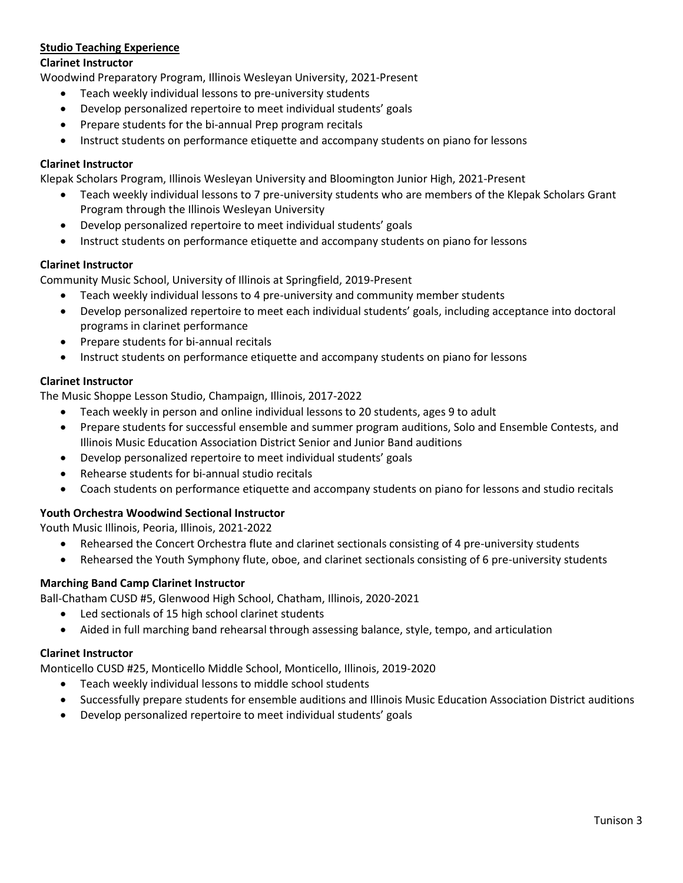## Studio Teaching Experience

**Clarinet Instructor**
Woodwind Preparatory Program, Illinois Wesleyan University, 2021-Present

- Teach weekly individual lessons to pre-university students
- Develop personalized repertoire to meet individual students' goals
- Prepare students for the bi-annual Prep program recitals
- Instruct students on performance etiquette and accompany students on piano for lessons

**Clarinet Instructor**
Klepak Scholars Program, Illinois Wesleyan University and Bloomington Junior High, 2021-Present

- Teach weekly individual lessons to 7 pre-university students who are members of the Klepak Scholars Grant Program through the Illinois Wesleyan University
- Develop personalized repertoire to meet individual students' goals
- Instruct students on performance etiquette and accompany students on piano for lessons

**Clarinet Instructor**
Community Music School, University of Illinois at Springfield, 2019-Present

- Teach weekly individual lessons to 4 pre-university and community member students
- Develop personalized repertoire to meet each individual students' goals, including acceptance into doctoral programs in clarinet performance
- Prepare students for bi-annual recitals
- Instruct students on performance etiquette and accompany students on piano for lessons

**Clarinet Instructor**
The Music Shoppe Lesson Studio, Champaign, Illinois, 2017-2022

- Teach weekly in person and online individual lessons to 20 students, ages 9 to adult
- Prepare students for successful ensemble and summer program auditions, Solo and Ensemble Contests, and Illinois Music Education Association District Senior and Junior Band auditions
- Develop personalized repertoire to meet individual students' goals
- Rehearse students for bi-annual studio recitals
- Coach students on performance etiquette and accompany students on piano for lessons and studio recitals

**Youth Orchestra Woodwind Sectional Instructor**
Youth Music Illinois, Peoria, Illinois, 2021-2022

- Rehearsed the Concert Orchestra flute and clarinet sectionals consisting of 4 pre-university students
- Rehearsed the Youth Symphony flute, oboe, and clarinet sectionals consisting of 6 pre-university students

**Marching Band Camp Clarinet Instructor**
Ball-Chatham CUSD #5, Glenwood High School, Chatham, Illinois, 2020-2021

- Led sectionals of 15 high school clarinet students
- Aided in full marching band rehearsal through assessing balance, style, tempo, and articulation

**Clarinet Instructor**
Monticello CUSD #25, Monticello Middle School, Monticello, Illinois, 2019-2020

- Teach weekly individual lessons to middle school students
- Successfully prepare students for ensemble auditions and Illinois Music Education Association District auditions
- Develop personalized repertoire to meet individual students' goals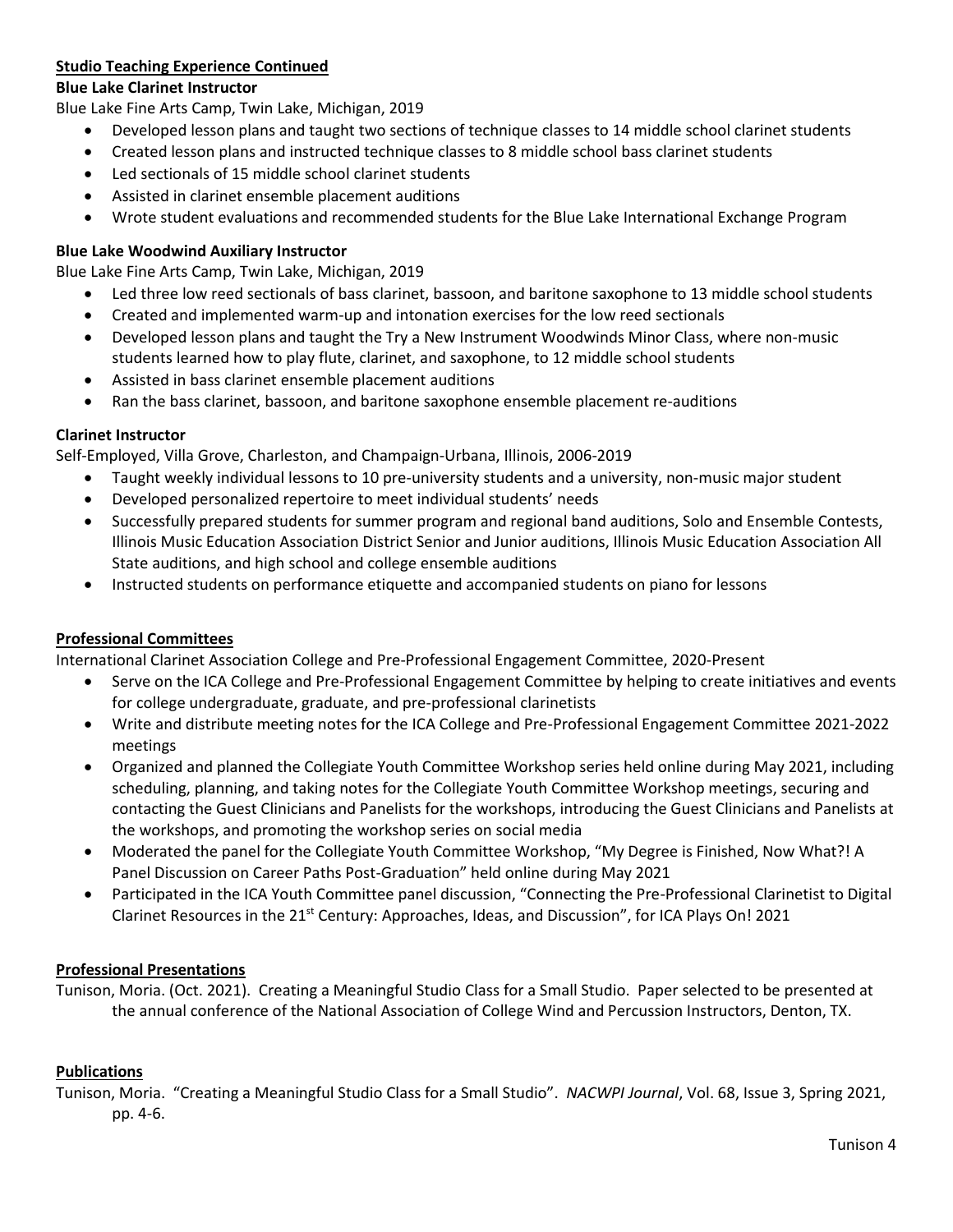## Studio Teaching Experience Continued

**Blue Lake Clarinet Instructor**

Blue Lake Fine Arts Camp, Twin Lake, Michigan, 2019

- Developed lesson plans and taught two sections of technique classes to 14 middle school clarinet students
- Created lesson plans and instructed technique classes to 8 middle school bass clarinet students
- Led sectionals of 15 middle school clarinet students
- Assisted in clarinet ensemble placement auditions
- Wrote student evaluations and recommended students for the Blue Lake International Exchange Program

**Blue Lake Woodwind Auxiliary Instructor**

Blue Lake Fine Arts Camp, Twin Lake, Michigan, 2019

- Led three low reed sectionals of bass clarinet, bassoon, and baritone saxophone to 13 middle school students
- Created and implemented warm-up and intonation exercises for the low reed sectionals
- Developed lesson plans and taught the Try a New Instrument Woodwinds Minor Class, where non-music students learned how to play flute, clarinet, and saxophone, to 12 middle school students
- Assisted in bass clarinet ensemble placement auditions
- Ran the bass clarinet, bassoon, and baritone saxophone ensemble placement re-auditions

**Clarinet Instructor**

Self-Employed, Villa Grove, Charleston, and Champaign-Urbana, Illinois, 2006-2019

- Taught weekly individual lessons to 10 pre-university students and a university, non-music major student
- Developed personalized repertoire to meet individual students' needs
- Successfully prepared students for summer program and regional band auditions, Solo and Ensemble Contests, Illinois Music Education Association District Senior and Junior auditions, Illinois Music Education Association All State auditions, and high school and college ensemble auditions
- Instructed students on performance etiquette and accompanied students on piano for lessons

## Professional Committees

International Clarinet Association College and Pre-Professional Engagement Committee, 2020-Present

- Serve on the ICA College and Pre-Professional Engagement Committee by helping to create initiatives and events for college undergraduate, graduate, and pre-professional clarinetists
- Write and distribute meeting notes for the ICA College and Pre-Professional Engagement Committee 2021-2022 meetings
- Organized and planned the Collegiate Youth Committee Workshop series held online during May 2021, including scheduling, planning, and taking notes for the Collegiate Youth Committee Workshop meetings, securing and contacting the Guest Clinicians and Panelists for the workshops, introducing the Guest Clinicians and Panelists at the workshops, and promoting the workshop series on social media
- Moderated the panel for the Collegiate Youth Committee Workshop, "My Degree is Finished, Now What?! A Panel Discussion on Career Paths Post-Graduation" held online during May 2021
- Participated in the ICA Youth Committee panel discussion, "Connecting the Pre-Professional Clarinetist to Digital Clarinet Resources in the 21st Century: Approaches, Ideas, and Discussion", for ICA Plays On! 2021

## Professional Presentations

Tunison, Moria. (Oct. 2021). Creating a Meaningful Studio Class for a Small Studio. Paper selected to be presented at the annual conference of the National Association of College Wind and Percussion Instructors, Denton, TX.

## Publications

Tunison, Moria. "Creating a Meaningful Studio Class for a Small Studio". *NACWPI Journal*, Vol. 68, Issue 3, Spring 2021, pp. 4-6.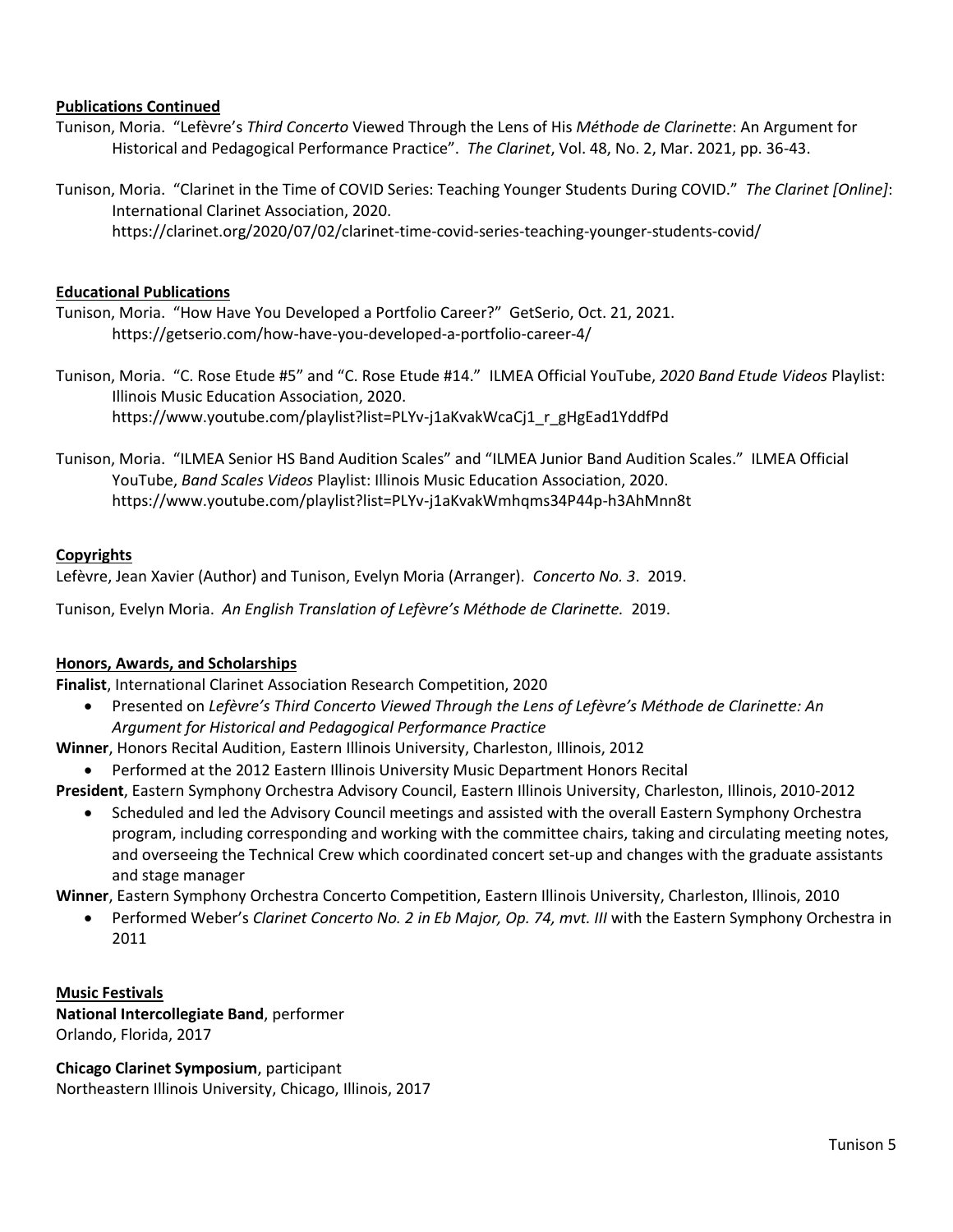## Publications Continued

Tunison, Moria. "Lefèvre's *Third Concerto* Viewed Through the Lens of His *Méthode de Clarinette*: An Argument for Historical and Pedagogical Performance Practice". *The Clarinet*, Vol. 48, No. 2, Mar. 2021, pp. 36-43.

Tunison, Moria. "Clarinet in the Time of COVID Series: Teaching Younger Students During COVID." *The Clarinet [Online]*: International Clarinet Association, 2020. https://clarinet.org/2020/07/02/clarinet-time-covid-series-teaching-younger-students-covid/

## Educational Publications

Tunison, Moria. "How Have You Developed a Portfolio Career?" GetSerio, Oct. 21, 2021. https://getserio.com/how-have-you-developed-a-portfolio-career-4/

Tunison, Moria. "C. Rose Etude #5" and "C. Rose Etude #14." ILMEA Official YouTube, *2020 Band Etude Videos* Playlist: Illinois Music Education Association, 2020. https://www.youtube.com/playlist?list=PLYv-j1aKvakWcaCj1_r_gHgEad1YddfPd

Tunison, Moria. "ILMEA Senior HS Band Audition Scales" and "ILMEA Junior Band Audition Scales." ILMEA Official YouTube, *Band Scales Videos* Playlist: Illinois Music Education Association, 2020. https://www.youtube.com/playlist?list=PLYv-j1aKvakWmhqms34P44p-h3AhMnn8t

## Copyrights

Lefèvre, Jean Xavier (Author) and Tunison, Evelyn Moria (Arranger). *Concerto No. 3*. 2019.

Tunison, Evelyn Moria. *An English Translation of Lefèvre's Méthode de Clarinette.* 2019.

## Honors, Awards, and Scholarships

**Finalist**, International Clarinet Association Research Competition, 2020

- Presented on *Lefèvre's Third Concerto Viewed Through the Lens of Lefèvre's Méthode de Clarinette: An Argument for Historical and Pedagogical Performance Practice*

**Winner**, Honors Recital Audition, Eastern Illinois University, Charleston, Illinois, 2012

- Performed at the 2012 Eastern Illinois University Music Department Honors Recital

**President**, Eastern Symphony Orchestra Advisory Council, Eastern Illinois University, Charleston, Illinois, 2010-2012

- Scheduled and led the Advisory Council meetings and assisted with the overall Eastern Symphony Orchestra program, including corresponding and working with the committee chairs, taking and circulating meeting notes, and overseeing the Technical Crew which coordinated concert set-up and changes with the graduate assistants and stage manager

**Winner**, Eastern Symphony Orchestra Concerto Competition, Eastern Illinois University, Charleston, Illinois, 2010

- Performed Weber's *Clarinet Concerto No. 2 in Eb Major, Op. 74, mvt. III* with the Eastern Symphony Orchestra in 2011

## Music Festivals

**National Intercollegiate Band**, performer
Orlando, Florida, 2017

**Chicago Clarinet Symposium**, participant
Northeastern Illinois University, Chicago, Illinois, 2017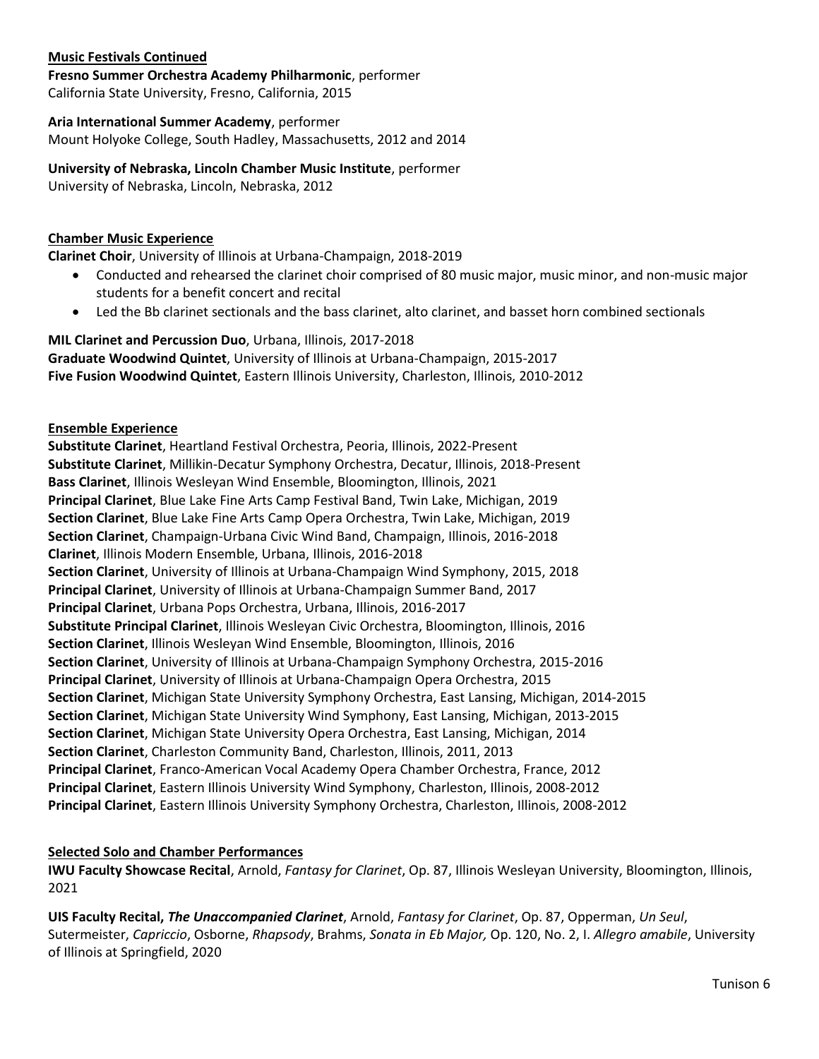**Music Festivals Continued**

**Fresno Summer Orchestra Academy Philharmonic**, performer
California State University, Fresno, California, 2015

**Aria International Summer Academy**, performer
Mount Holyoke College, South Hadley, Massachusetts, 2012 and 2014

**University of Nebraska, Lincoln Chamber Music Institute**, performer
University of Nebraska, Lincoln, Nebraska, 2012

**Chamber Music Experience**

**Clarinet Choir**, University of Illinois at Urbana-Champaign, 2018-2019

- Conducted and rehearsed the clarinet choir comprised of 80 music major, music minor, and non-music major students for a benefit concert and recital
- Led the Bb clarinet sectionals and the bass clarinet, alto clarinet, and basset horn combined sectionals

**MIL Clarinet and Percussion Duo**, Urbana, Illinois, 2017-2018
**Graduate Woodwind Quintet**, University of Illinois at Urbana-Champaign, 2015-2017
**Five Fusion Woodwind Quintet**, Eastern Illinois University, Charleston, Illinois, 2010-2012

**Ensemble Experience**

**Substitute Clarinet**, Heartland Festival Orchestra, Peoria, Illinois, 2022-Present
**Substitute Clarinet**, Millikin-Decatur Symphony Orchestra, Decatur, Illinois, 2018-Present
**Bass Clarinet**, Illinois Wesleyan Wind Ensemble, Bloomington, Illinois, 2021
**Principal Clarinet**, Blue Lake Fine Arts Camp Festival Band, Twin Lake, Michigan, 2019
**Section Clarinet**, Blue Lake Fine Arts Camp Opera Orchestra, Twin Lake, Michigan, 2019
**Section Clarinet**, Champaign-Urbana Civic Wind Band, Champaign, Illinois, 2016-2018
**Clarinet**, Illinois Modern Ensemble, Urbana, Illinois, 2016-2018
**Section Clarinet**, University of Illinois at Urbana-Champaign Wind Symphony, 2015, 2018
**Principal Clarinet**, University of Illinois at Urbana-Champaign Summer Band, 2017
**Principal Clarinet**, Urbana Pops Orchestra, Urbana, Illinois, 2016-2017
**Substitute Principal Clarinet**, Illinois Wesleyan Civic Orchestra, Bloomington, Illinois, 2016
**Section Clarinet**, Illinois Wesleyan Wind Ensemble, Bloomington, Illinois, 2016
**Section Clarinet**, University of Illinois at Urbana-Champaign Symphony Orchestra, 2015-2016
**Principal Clarinet**, University of Illinois at Urbana-Champaign Opera Orchestra, 2015
**Section Clarinet**, Michigan State University Symphony Orchestra, East Lansing, Michigan, 2014-2015
**Section Clarinet**, Michigan State University Wind Symphony, East Lansing, Michigan, 2013-2015
**Section Clarinet**, Michigan State University Opera Orchestra, East Lansing, Michigan, 2014
**Section Clarinet**, Charleston Community Band, Charleston, Illinois, 2011, 2013
**Principal Clarinet**, Franco-American Vocal Academy Opera Chamber Orchestra, France, 2012
**Principal Clarinet**, Eastern Illinois University Wind Symphony, Charleston, Illinois, 2008-2012
**Principal Clarinet**, Eastern Illinois University Symphony Orchestra, Charleston, Illinois, 2008-2012

**Selected Solo and Chamber Performances**

**IWU Faculty Showcase Recital**, Arnold, *Fantasy for Clarinet*, Op. 87, Illinois Wesleyan University, Bloomington, Illinois, 2021

**UIS Faculty Recital, *The Unaccompanied Clarinet***, Arnold, *Fantasy for Clarinet*, Op. 87, Opperman, *Un Seul*, Sutermeister, *Capriccio*, Osborne, *Rhapsody*, Brahms, *Sonata in Eb Major,* Op. 120, No. 2, I. *Allegro amabile*, University of Illinois at Springfield, 2020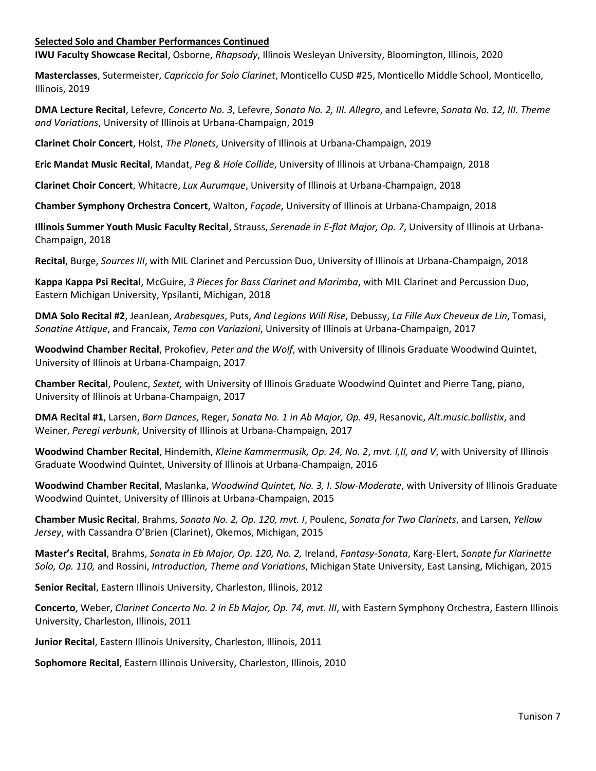**Selected Solo and Chamber Performances Continued**

**IWU Faculty Showcase Recital**, Osborne, *Rhapsody*, Illinois Wesleyan University, Bloomington, Illinois, 2020

**Masterclasses**, Sutermeister, *Capriccio for Solo Clarinet*, Monticello CUSD #25, Monticello Middle School, Monticello, Illinois, 2019

**DMA Lecture Recital**, Lefevre, *Concerto No. 3*, Lefevre, *Sonata No. 2, III. Allegro*, and Lefevre, *Sonata No. 12, III. Theme and Variations*, University of Illinois at Urbana-Champaign, 2019

**Clarinet Choir Concert**, Holst, *The Planets*, University of Illinois at Urbana-Champaign, 2019

**Eric Mandat Music Recital**, Mandat, *Peg & Hole Collide*, University of Illinois at Urbana-Champaign, 2018

**Clarinet Choir Concert**, Whitacre, *Lux Aurumque*, University of Illinois at Urbana-Champaign, 2018

**Chamber Symphony Orchestra Concert**, Walton, *Façade*, University of Illinois at Urbana-Champaign, 2018

**Illinois Summer Youth Music Faculty Recital**, Strauss, *Serenade in E-flat Major, Op. 7*, University of Illinois at Urbana-Champaign, 2018

**Recital**, Burge, *Sources III*, with MIL Clarinet and Percussion Duo, University of Illinois at Urbana-Champaign, 2018

**Kappa Kappa Psi Recital**, McGuire, *3 Pieces for Bass Clarinet and Marimba*, with MIL Clarinet and Percussion Duo, Eastern Michigan University, Ypsilanti, Michigan, 2018

**DMA Solo Recital #2**, JeanJean, *Arabesques*, Puts, *And Legions Will Rise*, Debussy, *La Fille Aux Cheveux de Lin*, Tomasi, *Sonatine Attique*, and Francaix, *Tema con Variazioni*, University of Illinois at Urbana-Champaign, 2017

**Woodwind Chamber Recital**, Prokofiev, *Peter and the Wolf*, with University of Illinois Graduate Woodwind Quintet, University of Illinois at Urbana-Champaign, 2017

**Chamber Recital**, Poulenc, *Sextet,* with University of Illinois Graduate Woodwind Quintet and Pierre Tang, piano, University of Illinois at Urbana-Champaign, 2017

**DMA Recital #1**, Larsen, *Barn Dances*, Reger, *Sonata No. 1 in Ab Major, Op. 49*, Resanovic, *Alt.music.ballistix*, and Weiner, *Peregi verbunk*, University of Illinois at Urbana-Champaign, 2017

**Woodwind Chamber Recital**, Hindemith, *Kleine Kammermusik, Op. 24, No. 2*, *mvt. I,II, and V*, with University of Illinois Graduate Woodwind Quintet, University of Illinois at Urbana-Champaign, 2016

**Woodwind Chamber Recital**, Maslanka, *Woodwind Quintet, No. 3, I. Slow-Moderate*, with University of Illinois Graduate Woodwind Quintet, University of Illinois at Urbana-Champaign, 2015

**Chamber Music Recital**, Brahms, *Sonata No. 2, Op. 120, mvt. I*, Poulenc, *Sonata for Two Clarinets*, and Larsen, *Yellow Jersey*, with Cassandra O'Brien (Clarinet), Okemos, Michigan, 2015

**Master's Recital**, Brahms, *Sonata in Eb Major, Op. 120, No. 2,* Ireland, *Fantasy-Sonata*, Karg-Elert, *Sonate fur Klarinette Solo, Op. 110,* and Rossini, *Introduction, Theme and Variations*, Michigan State University, East Lansing, Michigan, 2015

**Senior Recital**, Eastern Illinois University, Charleston, Illinois, 2012

**Concerto**, Weber, *Clarinet Concerto No. 2 in Eb Major, Op. 74, mvt. III*, with Eastern Symphony Orchestra, Eastern Illinois University, Charleston, Illinois, 2011

**Junior Recital**, Eastern Illinois University, Charleston, Illinois, 2011

**Sophomore Recital**, Eastern Illinois University, Charleston, Illinois, 2010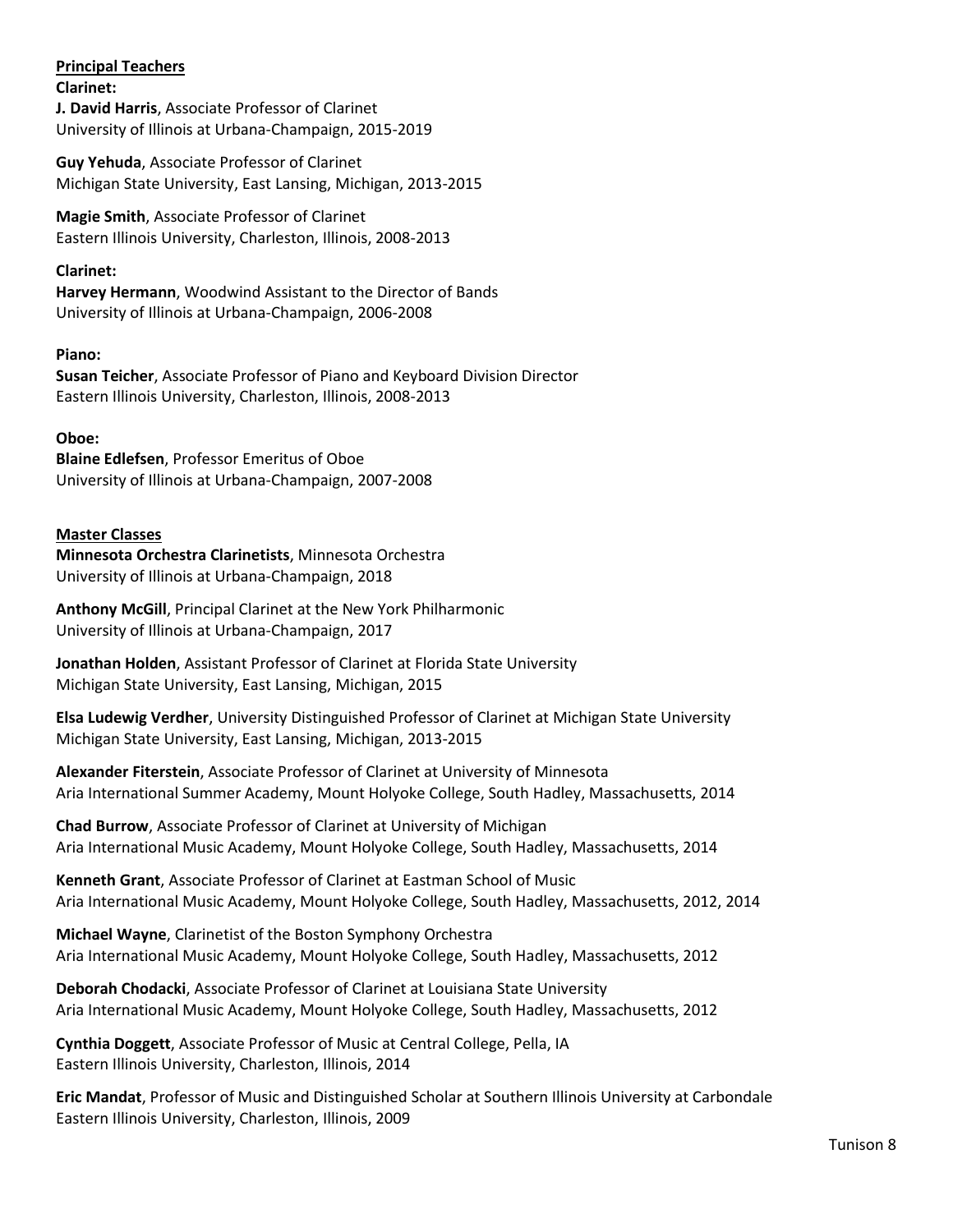**Principal Teachers**

**Clarinet:**

**J. David Harris**, Associate Professor of Clarinet
University of Illinois at Urbana-Champaign, 2015-2019

**Guy Yehuda**, Associate Professor of Clarinet
Michigan State University, East Lansing, Michigan, 2013-2015

**Magie Smith**, Associate Professor of Clarinet
Eastern Illinois University, Charleston, Illinois, 2008-2013

**Clarinet:**

**Harvey Hermann**, Woodwind Assistant to the Director of Bands
University of Illinois at Urbana-Champaign, 2006-2008

**Piano:**

**Susan Teicher**, Associate Professor of Piano and Keyboard Division Director
Eastern Illinois University, Charleston, Illinois, 2008-2013

**Oboe:**

**Blaine Edlefsen**, Professor Emeritus of Oboe
University of Illinois at Urbana-Champaign, 2007-2008

**Master Classes**

**Minnesota Orchestra Clarinetists**, Minnesota Orchestra
University of Illinois at Urbana-Champaign, 2018

**Anthony McGill**, Principal Clarinet at the New York Philharmonic
University of Illinois at Urbana-Champaign, 2017

**Jonathan Holden**, Assistant Professor of Clarinet at Florida State University
Michigan State University, East Lansing, Michigan, 2015

**Elsa Ludewig Verdher**, University Distinguished Professor of Clarinet at Michigan State University
Michigan State University, East Lansing, Michigan, 2013-2015

**Alexander Fiterstein**, Associate Professor of Clarinet at University of Minnesota
Aria International Summer Academy, Mount Holyoke College, South Hadley, Massachusetts, 2014

**Chad Burrow**, Associate Professor of Clarinet at University of Michigan
Aria International Music Academy, Mount Holyoke College, South Hadley, Massachusetts, 2014

**Kenneth Grant**, Associate Professor of Clarinet at Eastman School of Music
Aria International Music Academy, Mount Holyoke College, South Hadley, Massachusetts, 2012, 2014

**Michael Wayne**, Clarinetist of the Boston Symphony Orchestra
Aria International Music Academy, Mount Holyoke College, South Hadley, Massachusetts, 2012

**Deborah Chodacki**, Associate Professor of Clarinet at Louisiana State University
Aria International Music Academy, Mount Holyoke College, South Hadley, Massachusetts, 2012

**Cynthia Doggett**, Associate Professor of Music at Central College, Pella, IA
Eastern Illinois University, Charleston, Illinois, 2014

**Eric Mandat**, Professor of Music and Distinguished Scholar at Southern Illinois University at Carbondale
Eastern Illinois University, Charleston, Illinois, 2009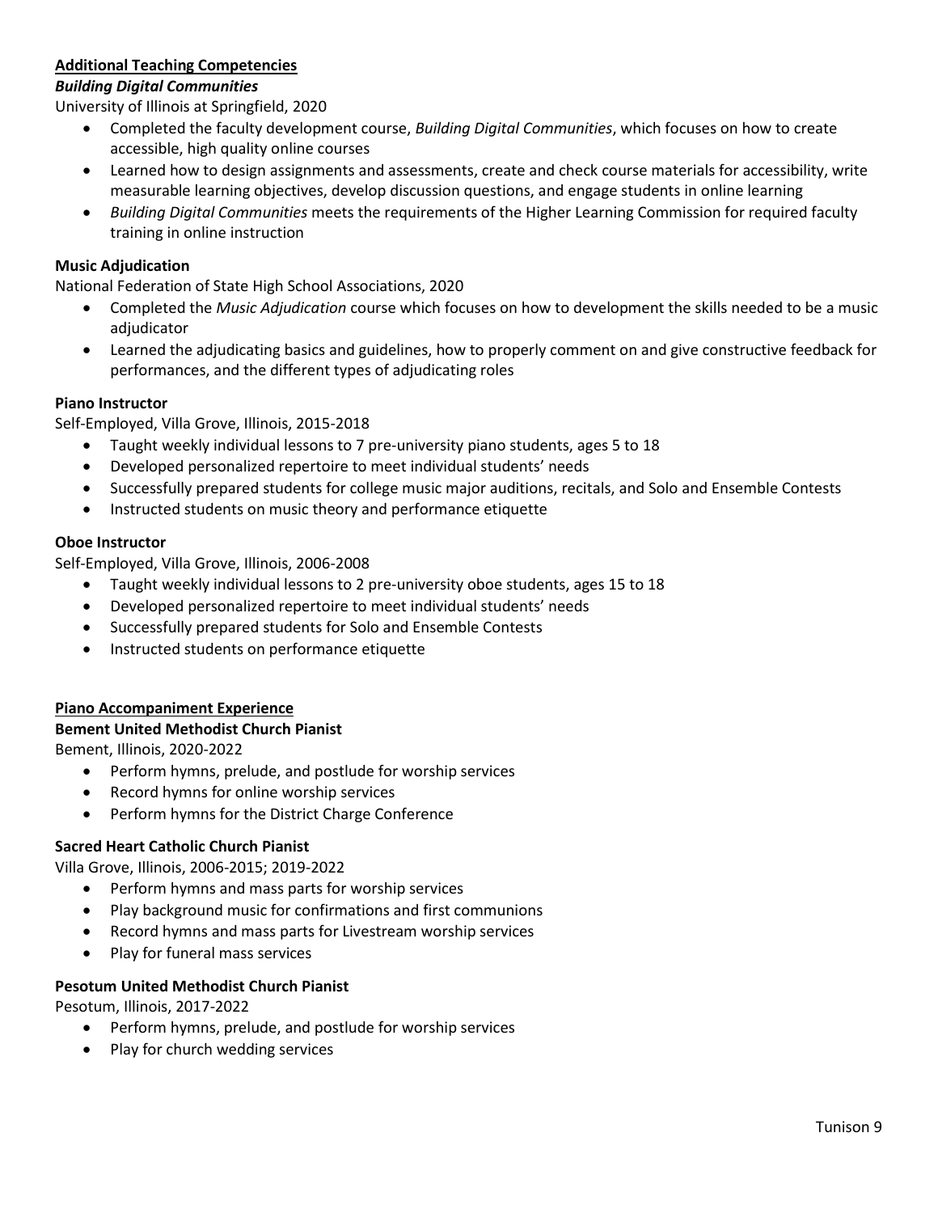## Additional Teaching Competencies

### *Building Digital Communities*

University of Illinois at Springfield, 2020

- Completed the faculty development course, *Building Digital Communities*, which focuses on how to create accessible, high quality online courses
- Learned how to design assignments and assessments, create and check course materials for accessibility, write measurable learning objectives, develop discussion questions, and engage students in online learning
- *Building Digital Communities* meets the requirements of the Higher Learning Commission for required faculty training in online instruction

### Music Adjudication

National Federation of State High School Associations, 2020

- Completed the *Music Adjudication* course which focuses on how to development the skills needed to be a music adjudicator
- Learned the adjudicating basics and guidelines, how to properly comment on and give constructive feedback for performances, and the different types of adjudicating roles

### Piano Instructor

Self-Employed, Villa Grove, Illinois, 2015-2018

- Taught weekly individual lessons to 7 pre-university piano students, ages 5 to 18
- Developed personalized repertoire to meet individual students' needs
- Successfully prepared students for college music major auditions, recitals, and Solo and Ensemble Contests
- Instructed students on music theory and performance etiquette

### Oboe Instructor

Self-Employed, Villa Grove, Illinois, 2006-2008

- Taught weekly individual lessons to 2 pre-university oboe students, ages 15 to 18
- Developed personalized repertoire to meet individual students' needs
- Successfully prepared students for Solo and Ensemble Contests
- Instructed students on performance etiquette

## Piano Accompaniment Experience

### Bement United Methodist Church Pianist

Bement, Illinois, 2020-2022

- Perform hymns, prelude, and postlude for worship services
- Record hymns for online worship services
- Perform hymns for the District Charge Conference

### Sacred Heart Catholic Church Pianist

Villa Grove, Illinois, 2006-2015; 2019-2022

- Perform hymns and mass parts for worship services
- Play background music for confirmations and first communions
- Record hymns and mass parts for Livestream worship services
- Play for funeral mass services

### Pesotum United Methodist Church Pianist

Pesotum, Illinois, 2017-2022

- Perform hymns, prelude, and postlude for worship services
- Play for church wedding services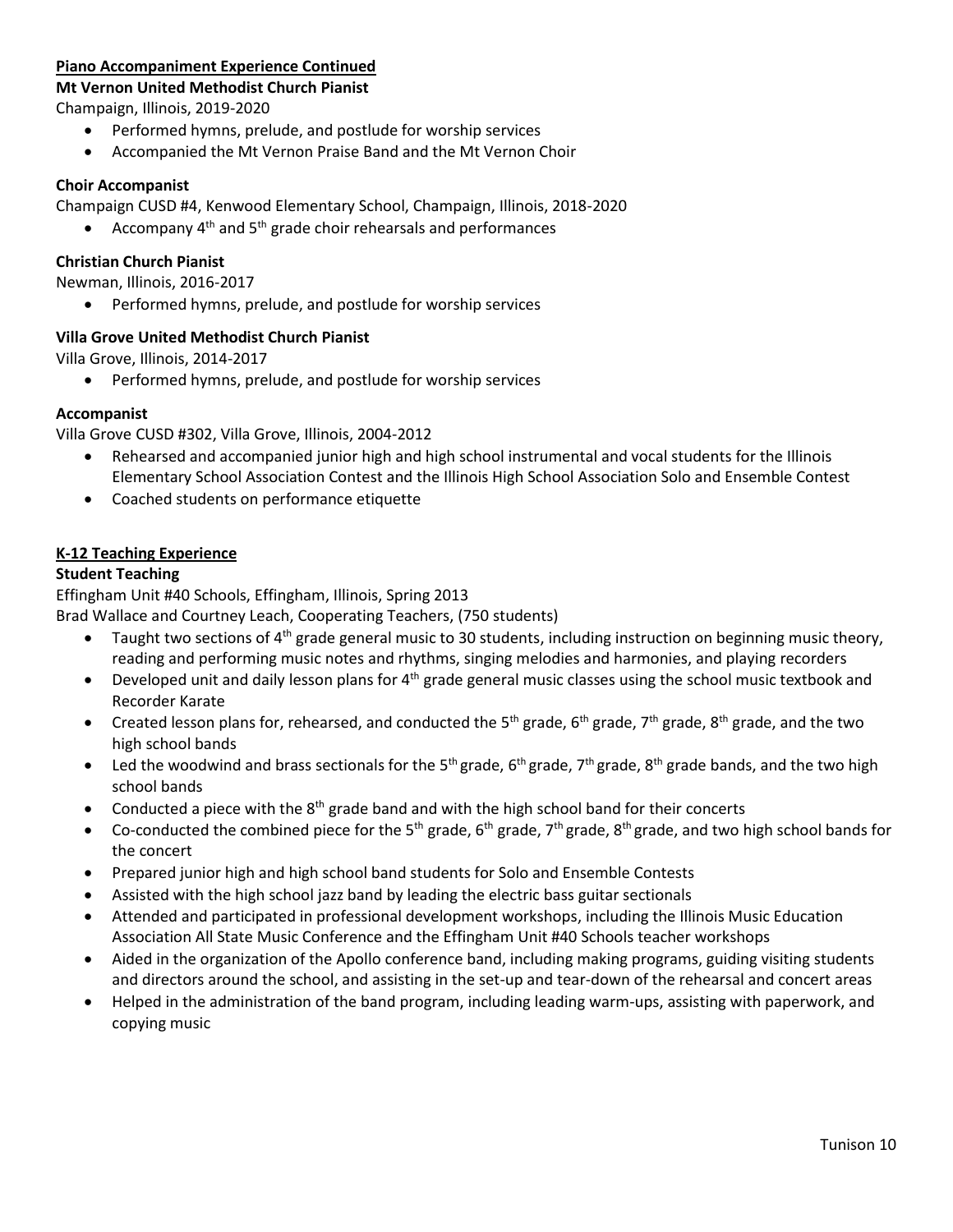## Piano Accompaniment Experience Continued

**Mt Vernon United Methodist Church Pianist**

Champaign, Illinois, 2019-2020

- Performed hymns, prelude, and postlude for worship services
- Accompanied the Mt Vernon Praise Band and the Mt Vernon Choir

**Choir Accompanist**

Champaign CUSD #4, Kenwood Elementary School, Champaign, Illinois, 2018-2020

- Accompany 4th and 5th grade choir rehearsals and performances

**Christian Church Pianist**

Newman, Illinois, 2016-2017

- Performed hymns, prelude, and postlude for worship services

**Villa Grove United Methodist Church Pianist**

Villa Grove, Illinois, 2014-2017

- Performed hymns, prelude, and postlude for worship services

**Accompanist**

Villa Grove CUSD #302, Villa Grove, Illinois, 2004-2012

- Rehearsed and accompanied junior high and high school instrumental and vocal students for the Illinois Elementary School Association Contest and the Illinois High School Association Solo and Ensemble Contest
- Coached students on performance etiquette

## K-12 Teaching Experience

**Student Teaching**

Effingham Unit #40 Schools, Effingham, Illinois, Spring 2013

Brad Wallace and Courtney Leach, Cooperating Teachers, (750 students)

- Taught two sections of 4th grade general music to 30 students, including instruction on beginning music theory, reading and performing music notes and rhythms, singing melodies and harmonies, and playing recorders
- Developed unit and daily lesson plans for 4th grade general music classes using the school music textbook and Recorder Karate
- Created lesson plans for, rehearsed, and conducted the 5th grade, 6th grade, 7th grade, 8th grade, and the two high school bands
- Led the woodwind and brass sectionals for the 5th grade, 6th grade, 7th grade, 8th grade bands, and the two high school bands
- Conducted a piece with the 8th grade band and with the high school band for their concerts
- Co-conducted the combined piece for the 5th grade, 6th grade, 7th grade, 8th grade, and two high school bands for the concert
- Prepared junior high and high school band students for Solo and Ensemble Contests
- Assisted with the high school jazz band by leading the electric bass guitar sectionals
- Attended and participated in professional development workshops, including the Illinois Music Education Association All State Music Conference and the Effingham Unit #40 Schools teacher workshops
- Aided in the organization of the Apollo conference band, including making programs, guiding visiting students and directors around the school, and assisting in the set-up and tear-down of the rehearsal and concert areas
- Helped in the administration of the band program, including leading warm-ups, assisting with paperwork, and copying music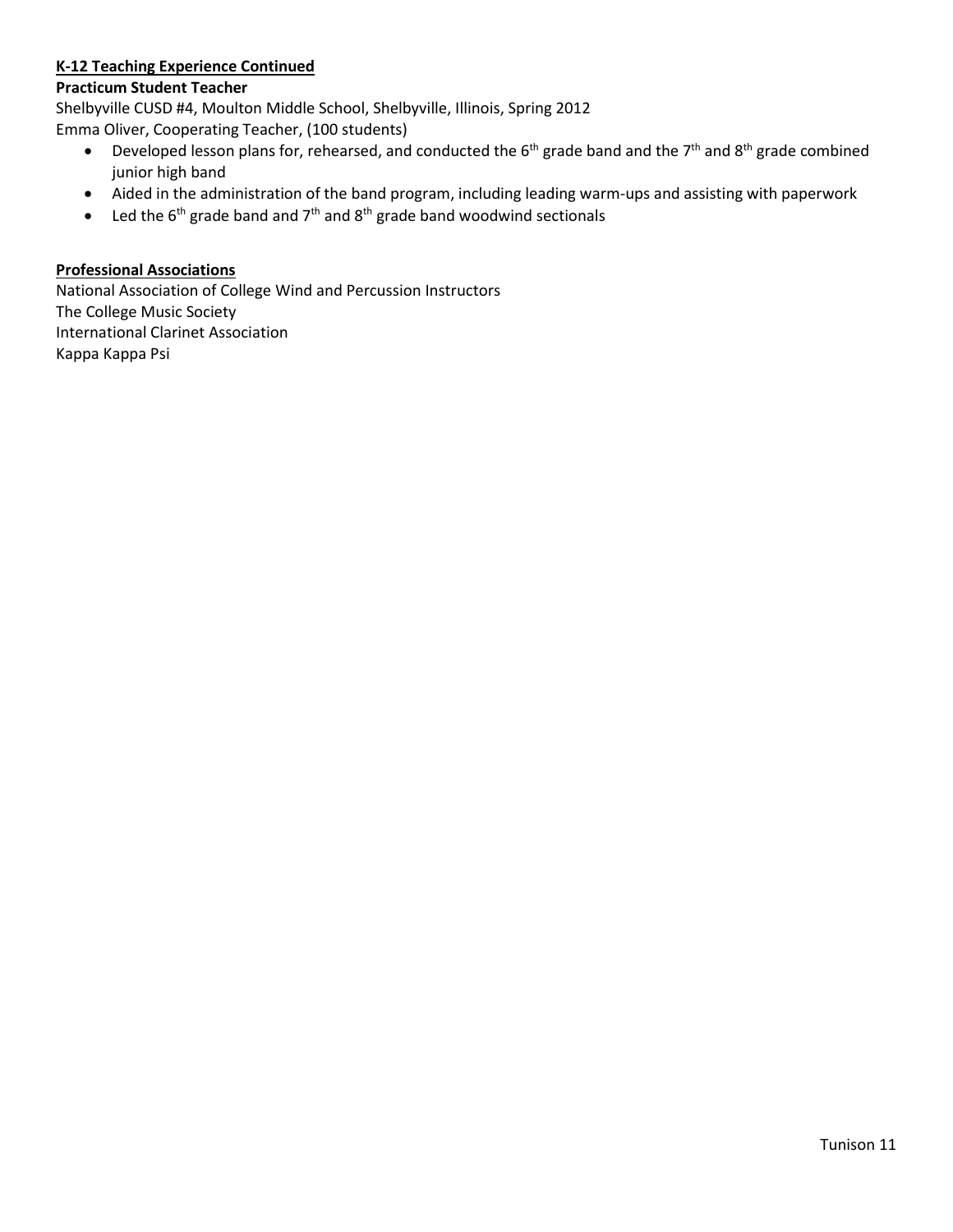## K-12 Teaching Experience Continued

**Practicum Student Teacher**

Shelbyville CUSD #4, Moulton Middle School, Shelbyville, Illinois, Spring 2012
Emma Oliver, Cooperating Teacher, (100 students)

- Developed lesson plans for, rehearsed, and conducted the 6th grade band and the 7th and 8th grade combined junior high band
- Aided in the administration of the band program, including leading warm-ups and assisting with paperwork
- Led the 6th grade band and 7th and 8th grade band woodwind sectionals

## Professional Associations

National Association of College Wind and Percussion Instructors
The College Music Society
International Clarinet Association
Kappa Kappa Psi